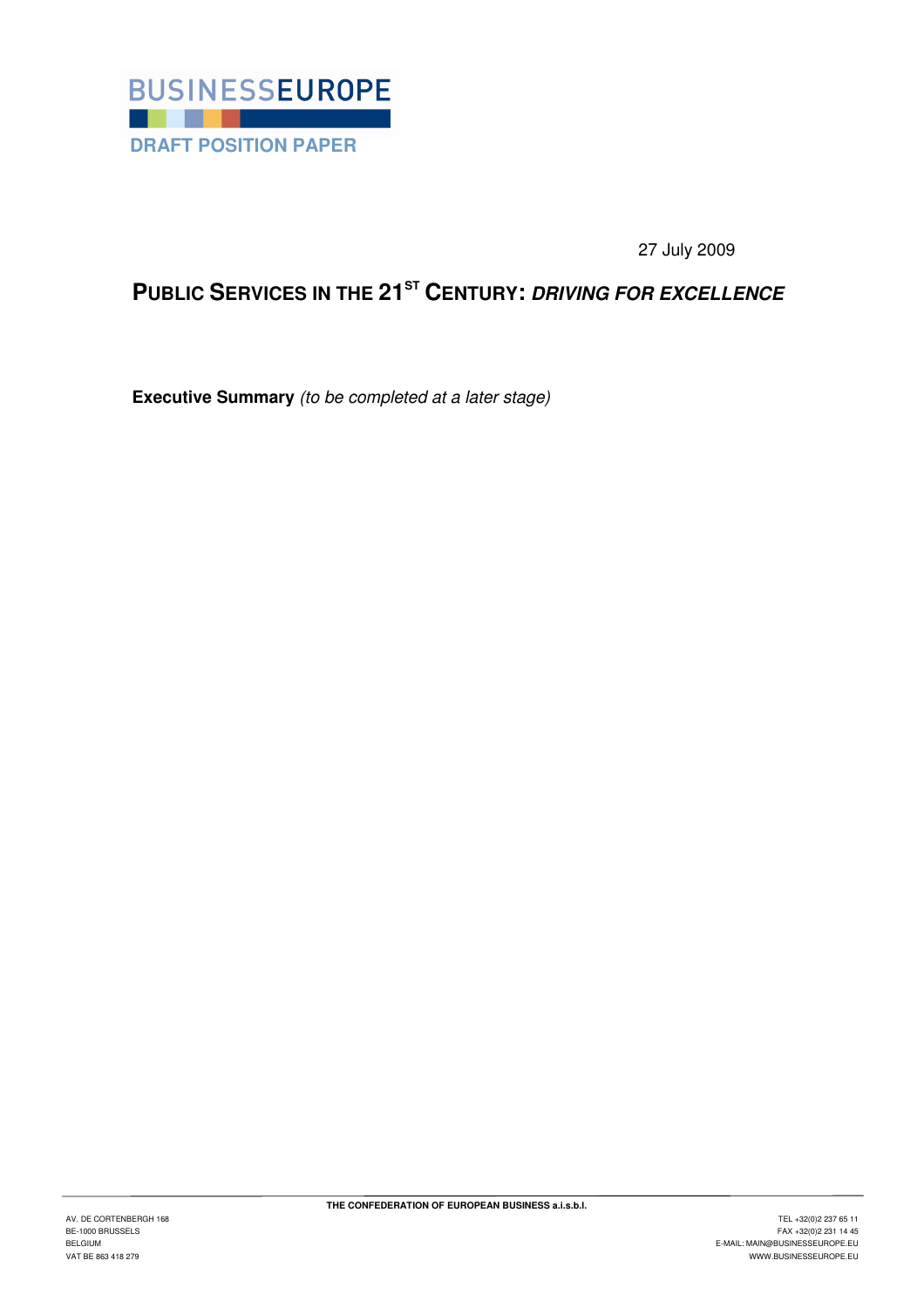BUSINESSEUROPE

DRAFT POSITION PAPER

27 July 2009

# PUBLIC SERVICES IN THE 21ST CENTURY: *DRIVING FOR EXCELLENCE*

**Executive Summary** *(to be completed at a later stage)*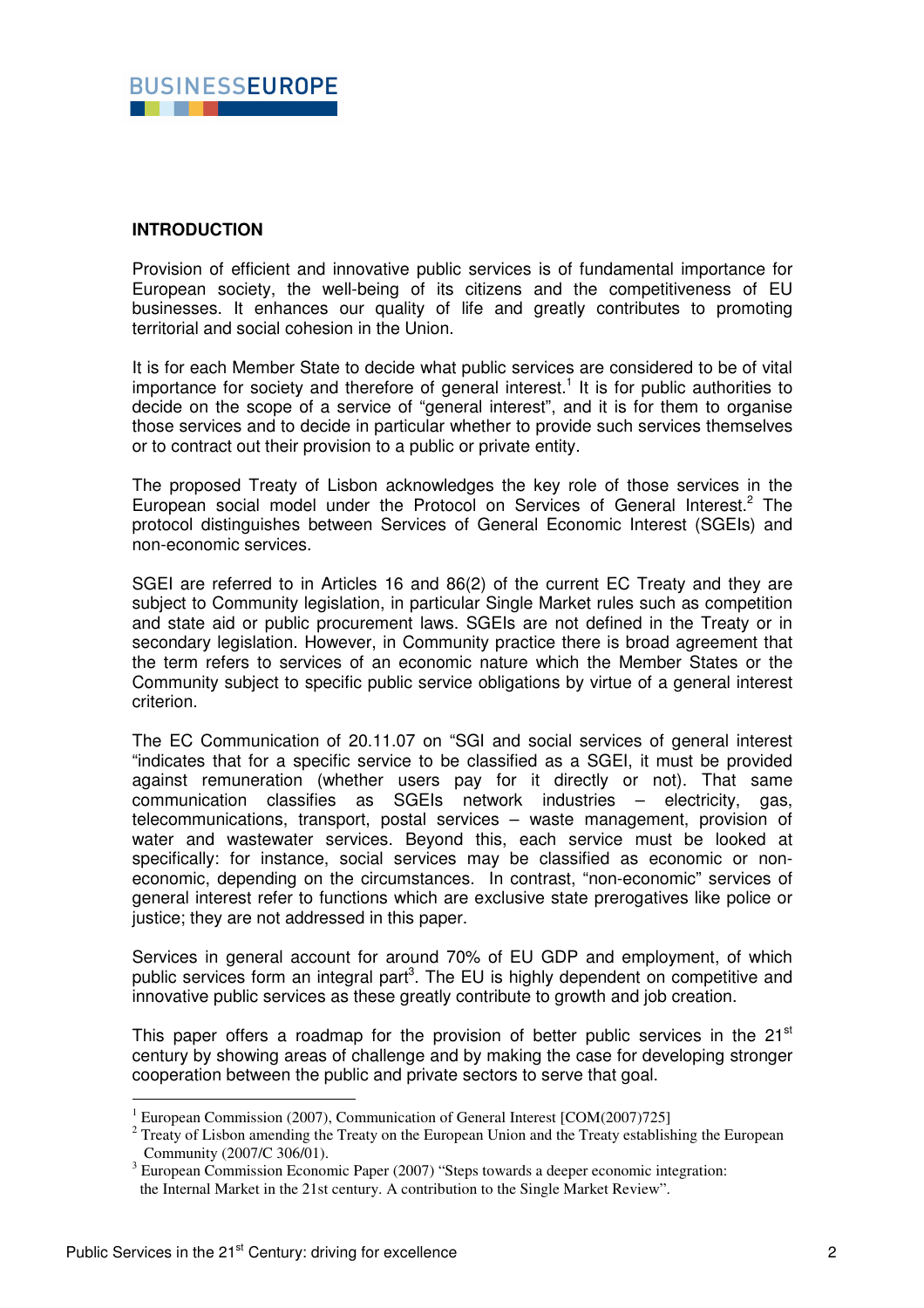## INTRODUCTION

Provision of efficient and innovative public services is of fundamental importance for European society, the well-being of its citizens and the competitiveness of EU businesses. It enhances our quality of life and greatly contributes to promoting territorial and social cohesion in the Union.

It is for each Member State to decide what public services are considered to be of vital importance for society and therefore of general interest.[1] It is for public authorities to decide on the scope of a service of "general interest", and it is for them to organise those services and to decide in particular whether to provide such services themselves or to contract out their provision to a public or private entity.

The proposed Treaty of Lisbon acknowledges the key role of those services in the European social model under the Protocol on Services of General Interest.[2] The protocol distinguishes between Services of General Economic Interest (SGEIs) and non-economic services.

SGEI are referred to in Articles 16 and 86(2) of the current EC Treaty and they are subject to Community legislation, in particular Single Market rules such as competition and state aid or public procurement laws. SGEIs are not defined in the Treaty or in secondary legislation. However, in Community practice there is broad agreement that the term refers to services of an economic nature which the Member States or the Community subject to specific public service obligations by virtue of a general interest criterion.

The EC Communication of 20.11.07 on "SGI and social services of general interest "indicates that for a specific service to be classified as a SGEI, it must be provided against remuneration (whether users pay for it directly or not). That same communication classifies as SGEIs network industries – electricity, gas, telecommunications, transport, postal services – waste management, provision of water and wastewater services. Beyond this, each service must be looked at specifically: for instance, social services may be classified as economic or non-economic, depending on the circumstances. In contrast, "non-economic" services of general interest refer to functions which are exclusive state prerogatives like police or justice; they are not addressed in this paper.

Services in general account for around 70% of EU GDP and employment, of which public services form an integral part[3]. The EU is highly dependent on competitive and innovative public services as these greatly contribute to growth and job creation.

This paper offers a roadmap for the provision of better public services in the 21st century by showing areas of challenge and by making the case for developing stronger cooperation between the public and private sectors to serve that goal.

---

[1] European Commission (2007), Communication of General Interest [COM(2007)725]

[2] Treaty of Lisbon amending the Treaty on the European Union and the Treaty establishing the European Community (2007/C 306/01).

[3] European Commission Economic Paper (2007) "Steps towards a deeper economic integration: the Internal Market in the 21st century. A contribution to the Single Market Review".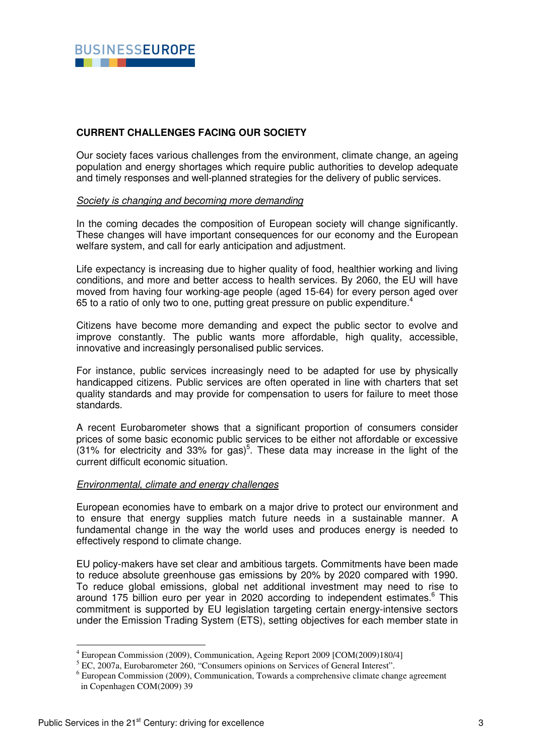**CURRENT CHALLENGES FACING OUR SOCIETY**

Our society faces various challenges from the environment, climate change, an ageing population and energy shortages which require public authorities to develop adequate and timely responses and well-planned strategies for the delivery of public services.

*Society is changing and becoming more demanding*

In the coming decades the composition of European society will change significantly. These changes will have important consequences for our economy and the European welfare system, and call for early anticipation and adjustment.

Life expectancy is increasing due to higher quality of food, healthier working and living conditions, and more and better access to health services. By 2060, the EU will have moved from having four working-age people (aged 15-64) for every person aged over 65 to a ratio of only two to one, putting great pressure on public expenditure.[4]

Citizens have become more demanding and expect the public sector to evolve and improve constantly. The public wants more affordable, high quality, accessible, innovative and increasingly personalised public services.

For instance, public services increasingly need to be adapted for use by physically handicapped citizens. Public services are often operated in line with charters that set quality standards and may provide for compensation to users for failure to meet those standards.

A recent Eurobarometer shows that a significant proportion of consumers consider prices of some basic economic public services to be either not affordable or excessive (31% for electricity and 33% for gas)[5]. These data may increase in the light of the current difficult economic situation.

*Environmental, climate and energy challenges*

European economies have to embark on a major drive to protect our environment and to ensure that energy supplies match future needs in a sustainable manner. A fundamental change in the way the world uses and produces energy is needed to effectively respond to climate change.

EU policy-makers have set clear and ambitious targets. Commitments have been made to reduce absolute greenhouse gas emissions by 20% by 2020 compared with 1990. To reduce global emissions, global net additional investment may need to rise to around 175 billion euro per year in 2020 according to independent estimates.[6] This commitment is supported by EU legislation targeting certain energy-intensive sectors under the Emission Trading System (ETS), setting objectives for each member state in

---

[4] European Commission (2009), Communication, Ageing Report 2009 [COM(2009)180/4]

[5] EC, 2007a, Eurobarometer 260, "Consumers opinions on Services of General Interest".

[6] European Commission (2009), Communication, Towards a comprehensive climate change agreement in Copenhagen COM(2009) 39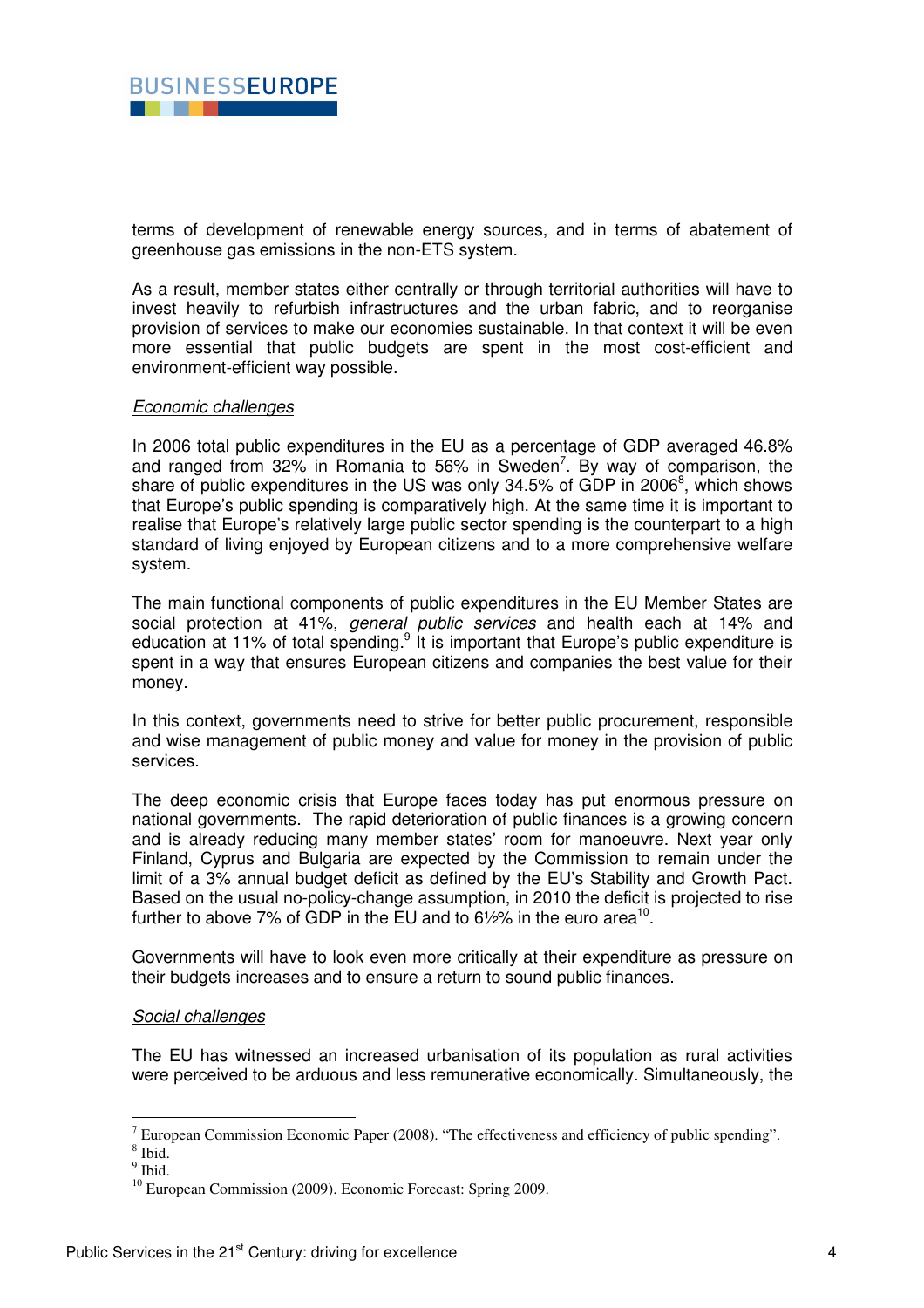terms of development of renewable energy sources, and in terms of abatement of greenhouse gas emissions in the non-ETS system.

As a result, member states either centrally or through territorial authorities will have to invest heavily to refurbish infrastructures and the urban fabric, and to reorganise provision of services to make our economies sustainable. In that context it will be even more essential that public budgets are spent in the most cost-efficient and environment-efficient way possible.

*Economic challenges*

In 2006 total public expenditures in the EU as a percentage of GDP averaged 46.8% and ranged from 32% in Romania to 56% in Sweden[7]. By way of comparison, the share of public expenditures in the US was only 34.5% of GDP in 2006[8], which shows that Europe's public spending is comparatively high. At the same time it is important to realise that Europe's relatively large public sector spending is the counterpart to a high standard of living enjoyed by European citizens and to a more comprehensive welfare system.

The main functional components of public expenditures in the EU Member States are social protection at 41%, *general public services* and health each at 14% and education at 11% of total spending.[9] It is important that Europe's public expenditure is spent in a way that ensures European citizens and companies the best value for their money.

In this context, governments need to strive for better public procurement, responsible and wise management of public money and value for money in the provision of public services.

The deep economic crisis that Europe faces today has put enormous pressure on national governments. The rapid deterioration of public finances is a growing concern and is already reducing many member states' room for manoeuvre. Next year only Finland, Cyprus and Bulgaria are expected by the Commission to remain under the limit of a 3% annual budget deficit as defined by the EU's Stability and Growth Pact. Based on the usual no-policy-change assumption, in 2010 the deficit is projected to rise further to above 7% of GDP in the EU and to 6½% in the euro area[10].

Governments will have to look even more critically at their expenditure as pressure on their budgets increases and to ensure a return to sound public finances.

*Social challenges*

The EU has witnessed an increased urbanisation of its population as rural activities were perceived to be arduous and less remunerative economically. Simultaneously, the

---

[7] European Commission Economic Paper (2008). "The effectiveness and efficiency of public spending".

[8] Ibid.

[9] Ibid.

[10] European Commission (2009). Economic Forecast: Spring 2009.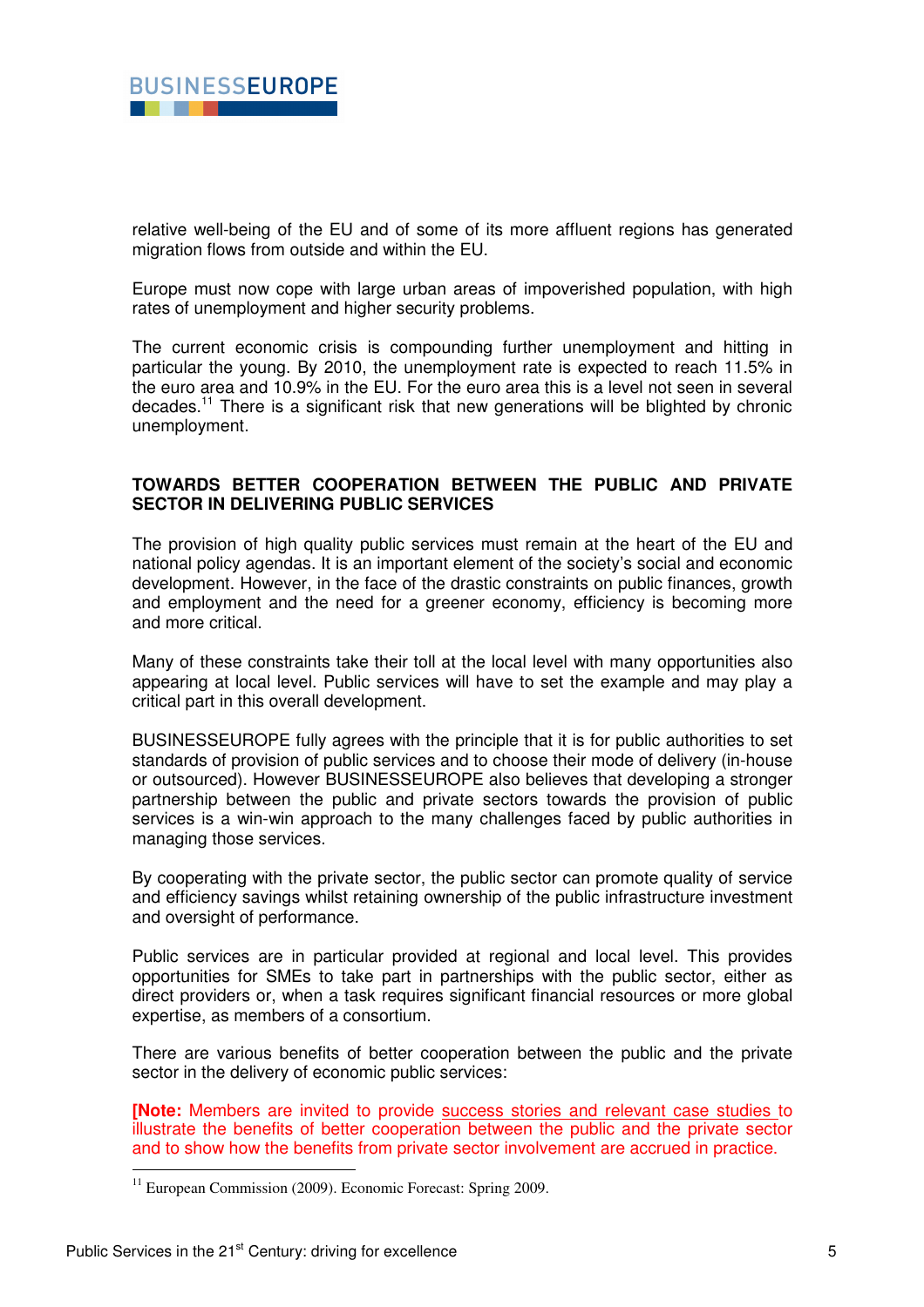relative well-being of the EU and of some of its more affluent regions has generated migration flows from outside and within the EU.

Europe must now cope with large urban areas of impoverished population, with high rates of unemployment and higher security problems.

The current economic crisis is compounding further unemployment and hitting in particular the young. By 2010, the unemployment rate is expected to reach 11.5% in the euro area and 10.9% in the EU. For the euro area this is a level not seen in several decades.[11] There is a significant risk that new generations will be blighted by chronic unemployment.

## TOWARDS BETTER COOPERATION BETWEEN THE PUBLIC AND PRIVATE SECTOR IN DELIVERING PUBLIC SERVICES

The provision of high quality public services must remain at the heart of the EU and national policy agendas. It is an important element of the society's social and economic development. However, in the face of the drastic constraints on public finances, growth and employment and the need for a greener economy, efficiency is becoming more and more critical.

Many of these constraints take their toll at the local level with many opportunities also appearing at local level. Public services will have to set the example and may play a critical part in this overall development.

BUSINESSEUROPE fully agrees with the principle that it is for public authorities to set standards of provision of public services and to choose their mode of delivery (in-house or outsourced). However BUSINESSEUROPE also believes that developing a stronger partnership between the public and private sectors towards the provision of public services is a win-win approach to the many challenges faced by public authorities in managing those services.

By cooperating with the private sector, the public sector can promote quality of service and efficiency savings whilst retaining ownership of the public infrastructure investment and oversight of performance.

Public services are in particular provided at regional and local level. This provides opportunities for SMEs to take part in partnerships with the public sector, either as direct providers or, when a task requires significant financial resources or more global expertise, as members of a consortium.

There are various benefits of better cooperation between the public and the private sector in the delivery of economic public services:

**[Note:** Members are invited to provide success stories and relevant case studies to illustrate the benefits of better cooperation between the public and the private sector and to show how the benefits from private sector involvement are accrued in practice.

---

[11] European Commission (2009). Economic Forecast: Spring 2009.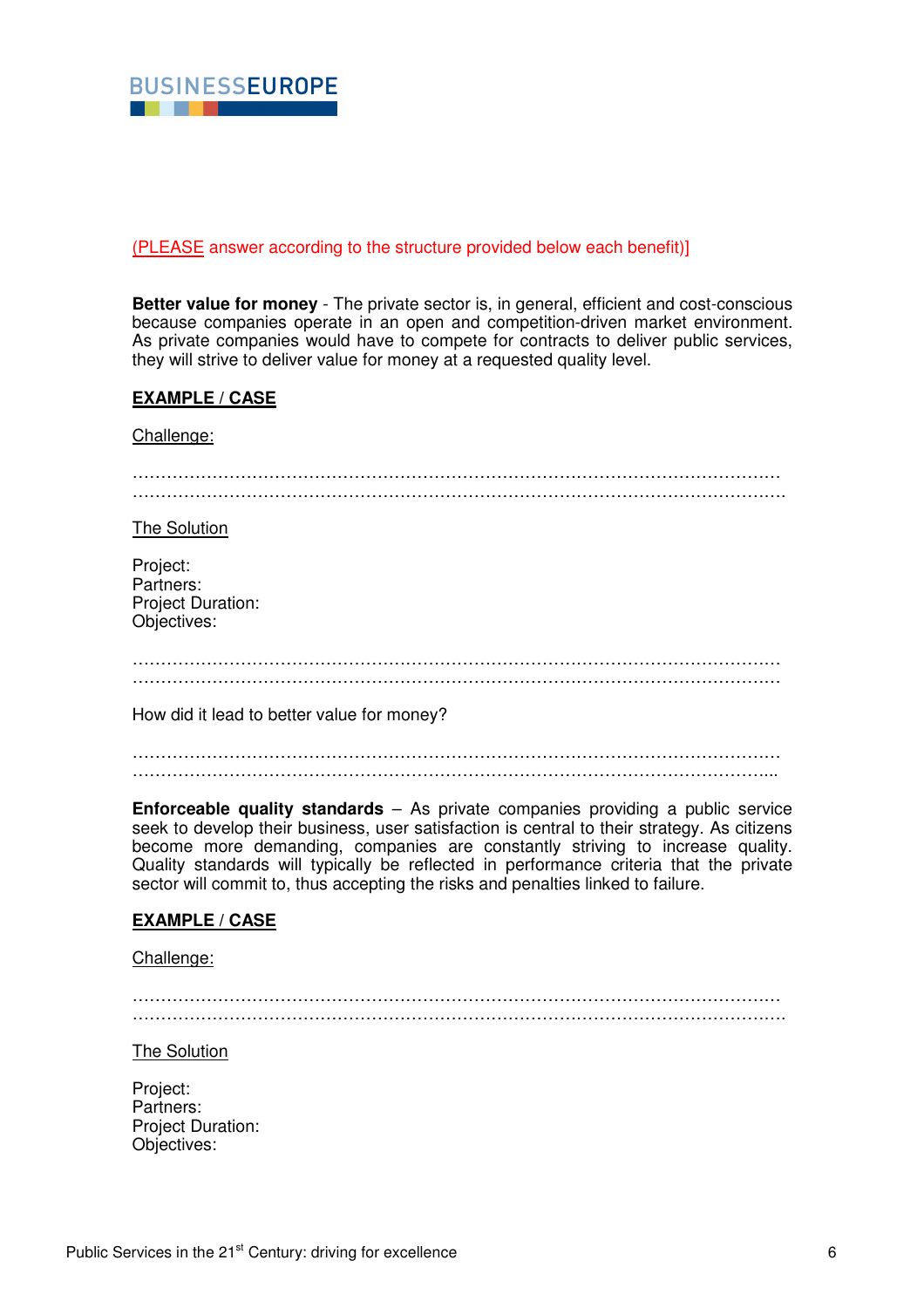(PLEASE answer according to the structure provided below each benefit)]

**Better value for money** - The private sector is, in general, efficient and cost-conscious because companies operate in an open and competition-driven market environment. As private companies would have to compete for contracts to deliver public services, they will strive to deliver value for money at a requested quality level.

**EXAMPLE / CASE**

Challenge:

…………………………………………………………………………………………………………
…………………………………………………………………………………………………………

The Solution

Project:
Partners:
Project Duration:
Objectives:

…………………………………………………………………………………………………………
…………………………………………………………………………………………………………

How did it lead to better value for money?

…………………………………………………………………………………………………………
…………………………………………………………………………………………………………

**Enforceable quality standards** – As private companies providing a public service seek to develop their business, user satisfaction is central to their strategy. As citizens become more demanding, companies are constantly striving to increase quality. Quality standards will typically be reflected in performance criteria that the private sector will commit to, thus accepting the risks and penalties linked to failure.

**EXAMPLE / CASE**

Challenge:

…………………………………………………………………………………………………………
…………………………………………………………………………………………………………

The Solution

Project:
Partners:
Project Duration:
Objectives: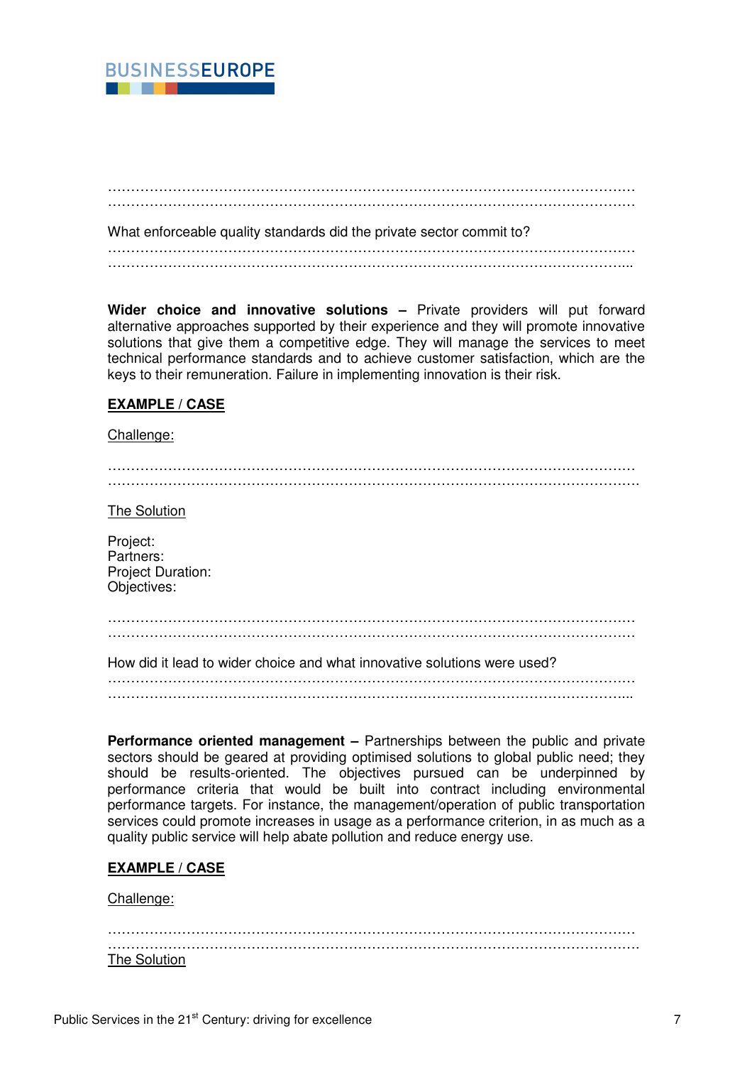…………………………………………………………………………………………………………
…………………………………………………………………………………………………………

What enforceable quality standards did the private sector commit to?

…………………………………………………………………………………………………………
…………………………………………………………………………………………………………...

**Wider choice and innovative solutions –** Private providers will put forward alternative approaches supported by their experience and they will promote innovative solutions that give them a competitive edge. They will manage the services to meet technical performance standards and to achieve customer satisfaction, which are the keys to their remuneration. Failure in implementing innovation is their risk.

**EXAMPLE / CASE**

Challenge:

…………………………………………………………………………………………………………
…………………………………………………………………………………………………………

The Solution

Project:
Partners:
Project Duration:
Objectives:

…………………………………………………………………………………………………………
…………………………………………………………………………………………………………

How did it lead to wider choice and what innovative solutions were used?

…………………………………………………………………………………………………………
…………………………………………………………………………………………………………...

**Performance oriented management –** Partnerships between the public and private sectors should be geared at providing optimised solutions to global public need; they should be results-oriented. The objectives pursued can be underpinned by performance criteria that would be built into contract including environmental performance targets. For instance, the management/operation of public transportation services could promote increases in usage as a performance criterion, in as much as a quality public service will help abate pollution and reduce energy use.

**EXAMPLE / CASE**

Challenge:

…………………………………………………………………………………………………………
…………………………………………………………………………………………………………

The Solution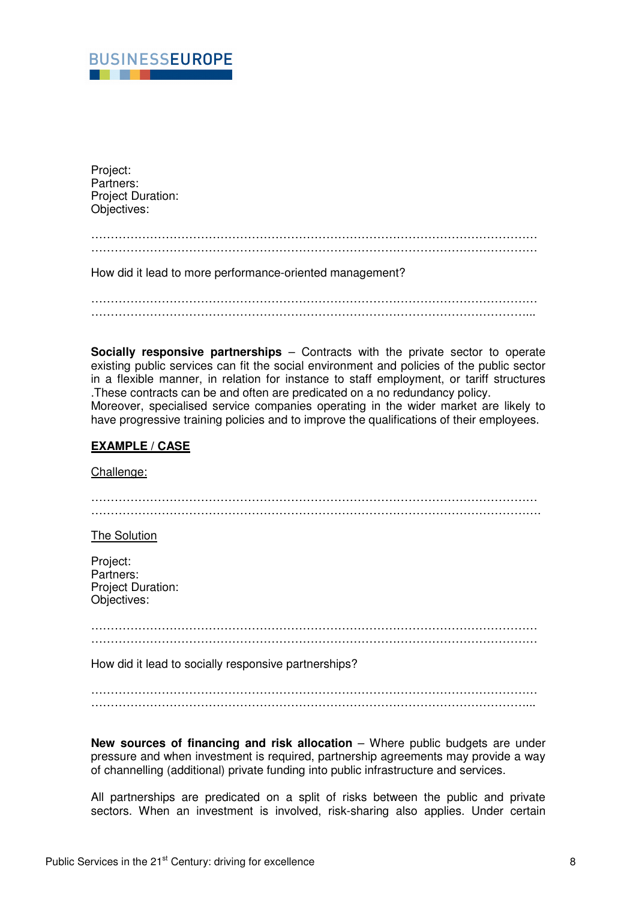Project:
Partners:
Project Duration:
Objectives:

…………………………………………………………………………………………………………
…………………………………………………………………………………………………………

How did it lead to more performance-oriented management?

…………………………………………………………………………………………………………
…………………………………………………………………………………………………………..

**Socially responsive partnerships** – Contracts with the private sector to operate existing public services can fit the social environment and policies of the public sector in a flexible manner, in relation for instance to staff employment, or tariff structures .These contracts can be and often are predicated on a no redundancy policy.
Moreover, specialised service companies operating in the wider market are likely to have progressive training policies and to improve the qualifications of their employees.

**EXAMPLE / CASE**

Challenge:

…………………………………………………………………………………………………………
…………………………………………………………………………………………………………

The Solution

Project:
Partners:
Project Duration:
Objectives:

…………………………………………………………………………………………………………
…………………………………………………………………………………………………………

How did it lead to socially responsive partnerships?

…………………………………………………………………………………………………………
…………………………………………………………………………………………………………..

**New sources of financing and risk allocation** – Where public budgets are under pressure and when investment is required, partnership agreements may provide a way of channelling (additional) private funding into public infrastructure and services.

All partnerships are predicated on a split of risks between the public and private sectors. When an investment is involved, risk-sharing also applies. Under certain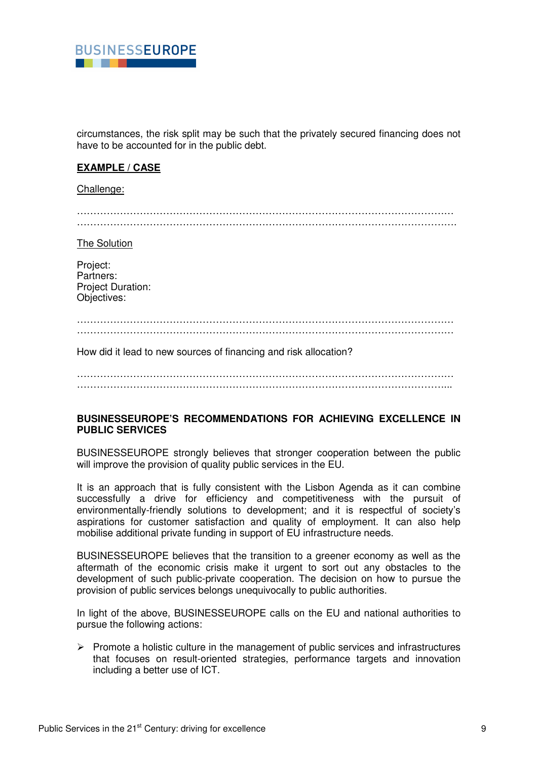circumstances, the risk split may be such that the privately secured financing does not have to be accounted for in the public debt.

**EXAMPLE / CASE**

Challenge:

……………………………………………………………………………………………………
……………………………………………………………………………………………………

The Solution

Project:
Partners:
Project Duration:
Objectives:

……………………………………………………………………………………………………
……………………………………………………………………………………………………

How did it lead to new sources of financing and risk allocation?

……………………………………………………………………………………………………
…………………………………………………………………………………………………..

**BUSINESSEUROPE'S RECOMMENDATIONS FOR ACHIEVING EXCELLENCE IN PUBLIC SERVICES**

BUSINESSEUROPE strongly believes that stronger cooperation between the public will improve the provision of quality public services in the EU.

It is an approach that is fully consistent with the Lisbon Agenda as it can combine successfully a drive for efficiency and competitiveness with the pursuit of environmentally-friendly solutions to development; and it is respectful of society's aspirations for customer satisfaction and quality of employment. It can also help mobilise additional private funding in support of EU infrastructure needs.

BUSINESSEUROPE believes that the transition to a greener economy as well as the aftermath of the economic crisis make it urgent to sort out any obstacles to the development of such public-private cooperation. The decision on how to pursue the provision of public services belongs unequivocally to public authorities.

In light of the above, BUSINESSEUROPE calls on the EU and national authorities to pursue the following actions:

- Promote a holistic culture in the management of public services and infrastructures that focuses on result-oriented strategies, performance targets and innovation including a better use of ICT.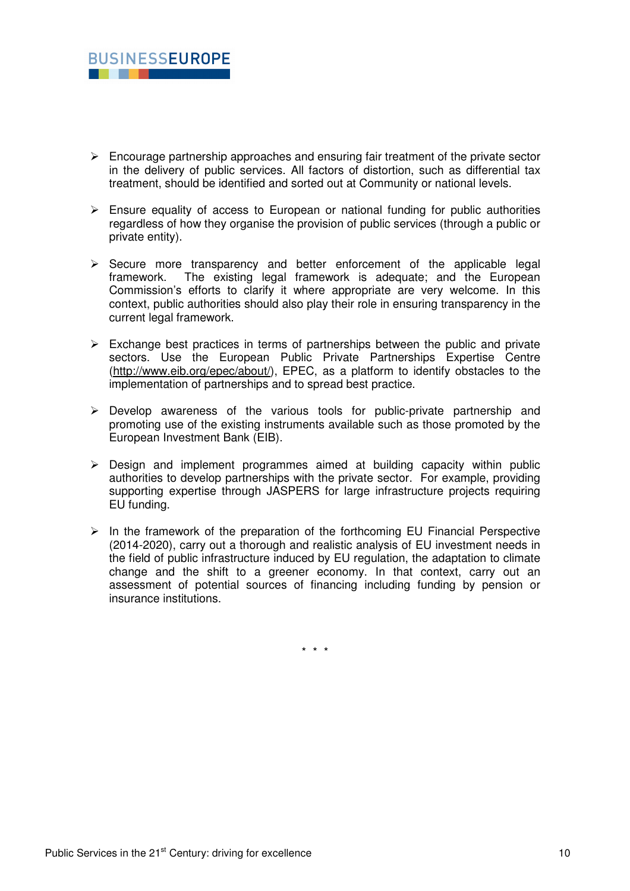- Encourage partnership approaches and ensuring fair treatment of the private sector in the delivery of public services. All factors of distortion, such as differential tax treatment, should be identified and sorted out at Community or national levels.

- Ensure equality of access to European or national funding for public authorities regardless of how they organise the provision of public services (through a public or private entity).

- Secure more transparency and better enforcement of the applicable legal framework. The existing legal framework is adequate; and the European Commission's efforts to clarify it where appropriate are very welcome. In this context, public authorities should also play their role in ensuring transparency in the current legal framework.

- Exchange best practices in terms of partnerships between the public and private sectors. Use the European Public Private Partnerships Expertise Centre (http://www.eib.org/epec/about/), EPEC, as a platform to identify obstacles to the implementation of partnerships and to spread best practice.

- Develop awareness of the various tools for public-private partnership and promoting use of the existing instruments available such as those promoted by the European Investment Bank (EIB).

- Design and implement programmes aimed at building capacity within public authorities to develop partnerships with the private sector. For example, providing supporting expertise through JASPERS for large infrastructure projects requiring EU funding.

- In the framework of the preparation of the forthcoming EU Financial Perspective (2014-2020), carry out a thorough and realistic analysis of EU investment needs in the field of public infrastructure induced by EU regulation, the adaptation to climate change and the shift to a greener economy. In that context, carry out an assessment of potential sources of financing including funding by pension or insurance institutions.

\* \* \*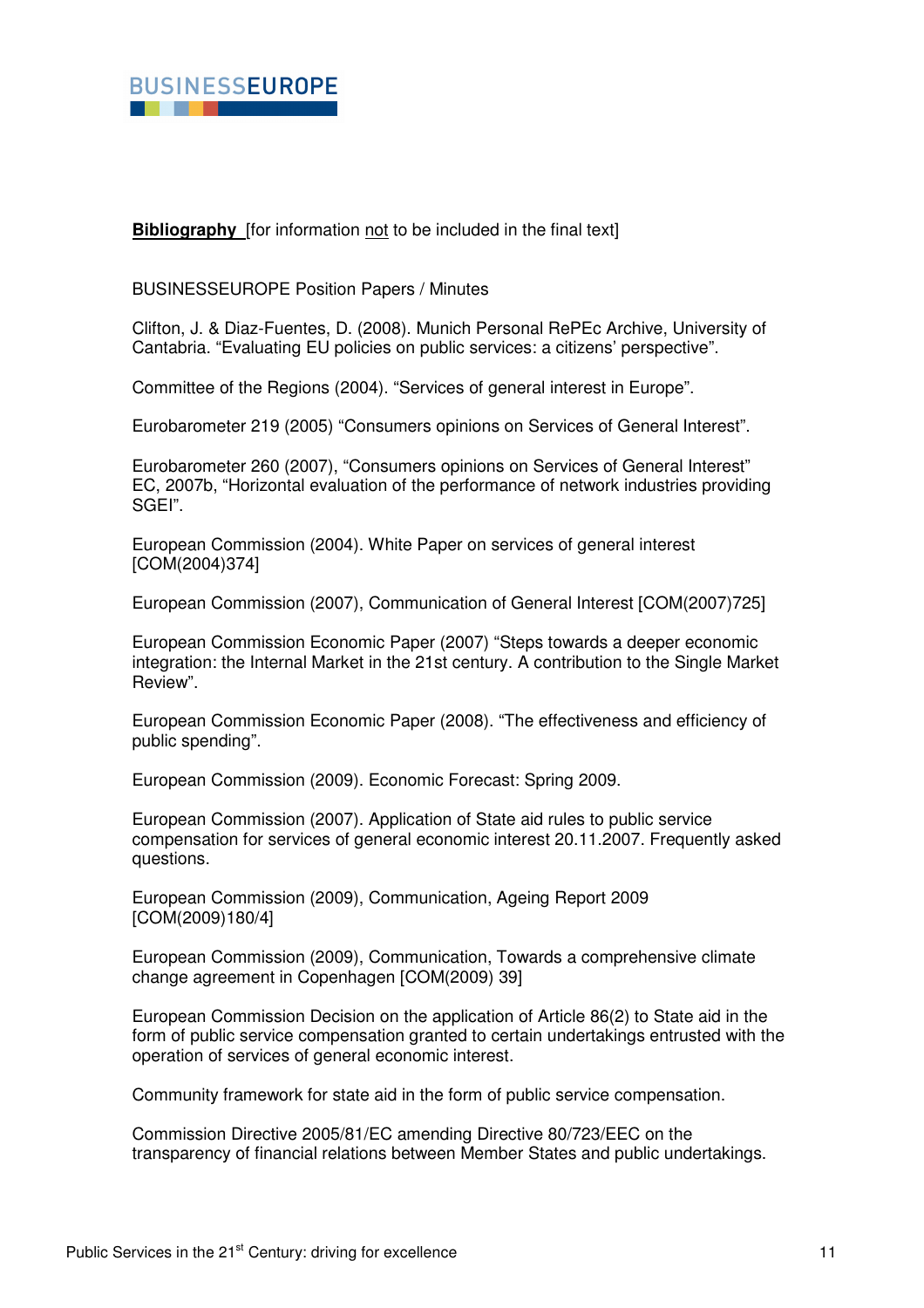**Bibliography** [for information not to be included in the final text]

BUSINESSEUROPE Position Papers / Minutes

Clifton, J. & Diaz-Fuentes, D. (2008). Munich Personal RePEc Archive, University of Cantabria. "Evaluating EU policies on public services: a citizens' perspective".

Committee of the Regions (2004). "Services of general interest in Europe".

Eurobarometer 219 (2005) "Consumers opinions on Services of General Interest".

Eurobarometer 260 (2007), "Consumers opinions on Services of General Interest" EC, 2007b, "Horizontal evaluation of the performance of network industries providing SGEI".

European Commission (2004). White Paper on services of general interest [COM(2004)374]

European Commission (2007), Communication of General Interest [COM(2007)725]

European Commission Economic Paper (2007) "Steps towards a deeper economic integration: the Internal Market in the 21st century. A contribution to the Single Market Review".

European Commission Economic Paper (2008). "The effectiveness and efficiency of public spending".

European Commission (2009). Economic Forecast: Spring 2009.

European Commission (2007). Application of State aid rules to public service compensation for services of general economic interest 20.11.2007. Frequently asked questions.

European Commission (2009), Communication, Ageing Report 2009 [COM(2009)180/4]

European Commission (2009), Communication, Towards a comprehensive climate change agreement in Copenhagen [COM(2009) 39]

European Commission Decision on the application of Article 86(2) to State aid in the form of public service compensation granted to certain undertakings entrusted with the operation of services of general economic interest.

Community framework for state aid in the form of public service compensation.

Commission Directive 2005/81/EC amending Directive 80/723/EEC on the transparency of financial relations between Member States and public undertakings.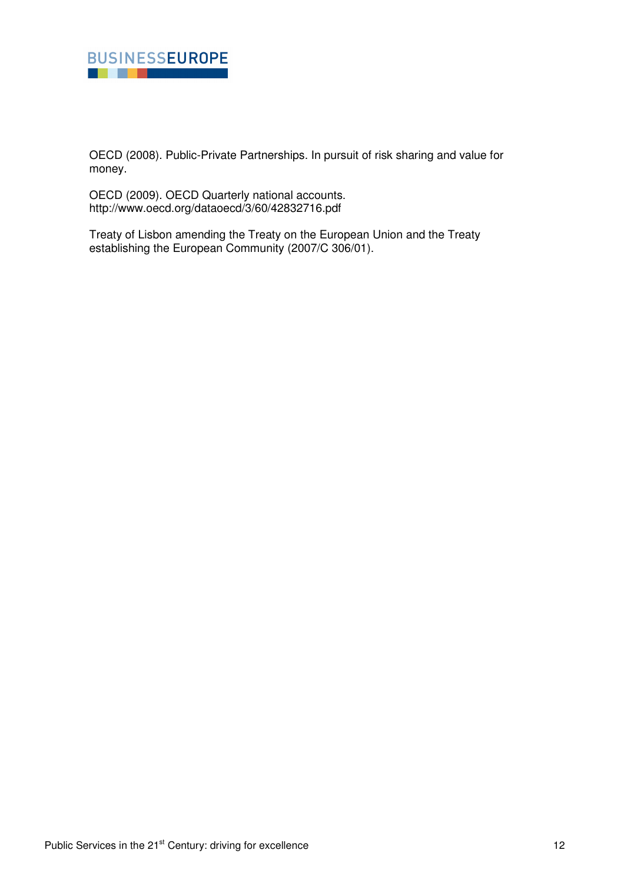OECD (2008). Public-Private Partnerships. In pursuit of risk sharing and value for money.

OECD (2009). OECD Quarterly national accounts.
http://www.oecd.org/dataoecd/3/60/42832716.pdf

Treaty of Lisbon amending the Treaty on the European Union and the Treaty establishing the European Community (2007/C 306/01).